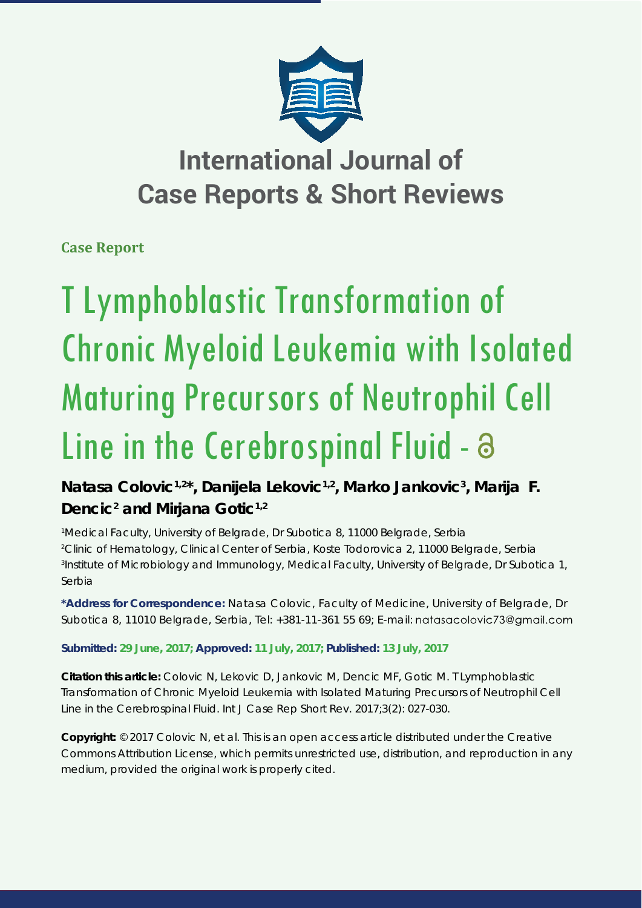# International Journal of Case Reports & Short Reviews

**Case Report**

# T Lymphoblastic Transformation of Chronic Myeloid Leukemia with Isolated Maturing Precursors of Neutrophil Cell Line in the Cerebrospinal Fluid

**Natasa Colovic[1,2]*, Danijela Lekovic[1,2], Marko Jankovic[3], Marija F. Dencic[2] and Mirjana Gotic[1,2]**

[1]Medical Faculty, University of Belgrade, Dr Subotica 8, 11000 Belgrade, Serbia
[2]Clinic of Hematology, Clinical Center of Serbia, Koste Todorovica 2, 11000 Belgrade, Serbia
[3]Institute of Microbiology and Immunology, Medical Faculty, University of Belgrade, Dr Subotica 1, Serbia

**\*Address for Correspondence:** Natasa Colovic, Faculty of Medicine, University of Belgrade, Dr Subotica 8, 11010 Belgrade, Serbia, Tel: +381-11-361 55 69; E-mail: natasacolovic73@gmail.com

**Submitted: 29 June, 2017; Approved: 11 July, 2017; Published: 13 July, 2017**

**Citation this article:** Colovic N, Lekovic D, Jankovic M, Dencic MF, Gotic M. T Lymphoblastic Transformation of Chronic Myeloid Leukemia with Isolated Maturing Precursors of Neutrophil Cell Line in the Cerebrospinal Fluid. Int J Case Rep Short Rev. 2017;3(2): 027-030.

**Copyright:** © 2017 Colovic N, et al. This is an open access article distributed under the Creative Commons Attribution License, which permits unrestricted use, distribution, and reproduction in any medium, provided the original work is properly cited.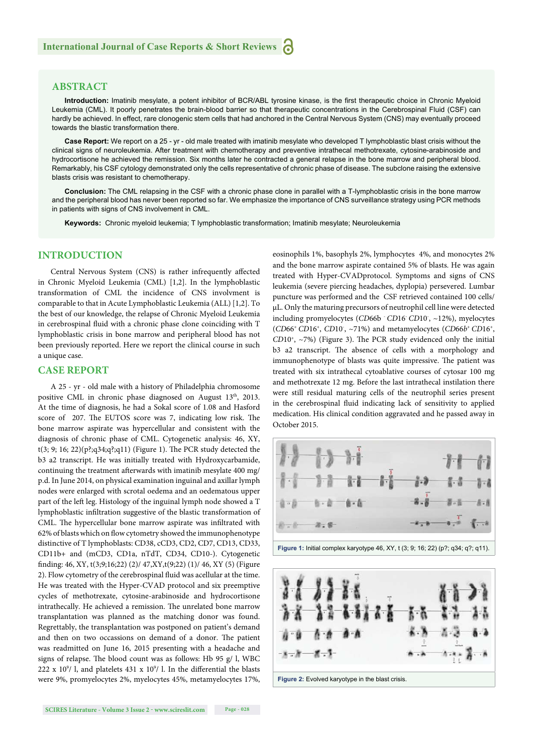## ABSTRACT

**Introduction:** Imatinib mesylate, a potent inhibitor of BCR/ABL tyrosine kinase, is the first therapeutic choice in Chronic Myeloid Leukemia (CML). It poorly penetrates the brain-blood barrier so that therapeutic concentrations in the Cerebrospinal Fluid (CSF) can hardly be achieved. In effect, rare clonogenic stem cells that had anchored in the Central Nervous System (CNS) may eventually proceed towards the blastic transformation there.

**Case Report:** We report on a 25 - yr - old male treated with imatinib mesylate who developed T lymphoblastic blast crisis without the clinical signs of neuroleukemia. After treatment with chemotherapy and preventive intrathecal methotrexate, cytosine-arabinoside and hydrocortisone he achieved the remission. Six months later he contracted a general relapse in the bone marrow and peripheral blood. Remarkably, his CSF cytology demonstrated only the cells representative of chronic phase of disease. The subclone raising the extensive blasts crisis was resistant to chemotherapy.

**Conclusion:** The CML relapsing in the CSF with a chronic phase clone in parallel with a T-lymphoblastic crisis in the bone marrow and the peripheral blood has never been reported so far. We emphasize the importance of CNS surveillance strategy using PCR methods in patients with signs of CNS involvement in CML.

**Keywords:** Chronic myeloid leukemia; T lymphoblastic transformation; Imatinib mesylate; Neuroleukemia

## INTRODUCTION

Central Nervous System (CNS) is rather infrequently affected in Chronic Myeloid Leukemia (CML) [1,2]. In the lymphoblastic transformation of CML the incidence of CNS involvment is comparable to that in Acute Lymphoblastic Leukemia (ALL) [1,2]. To the best of our knowledge, the relapse of Chronic Myeloid Leukemia in cerebrospinal fluid with a chronic phase clone coinciding with T lymphoblastic crisis in bone marrow and peripheral blood has not been previously reported. Here we report the clinical course in such a unique case.

## CASE REPORT

A 25 - yr - old male with a history of Philadelphia chromosome positive CML in chronic phase diagnosed on August 13th, 2013. At the time of diagnosis, he had a Sokal score of 1.08 and Hasford score of 207. The EUTOS score was 7, indicating low risk. The bone marrow aspirate was hypercellular and consistent with the diagnosis of chronic phase of CML. Cytogenetic analysis: 46, XY, t(3; 9; 16; 22)(p?;q34;q?;q11) (Figure 1). The PCR study detected the b3 a2 transcript. He was initially treated with Hydroxycarbamide, continuing the treatment afterwards with imatinib mesylate 400 mg/ p.d. In June 2014, on physical examination inguinal and axillar lymph nodes were enlarged with scrotal oedema and an oedematous upper part of the left leg. Histology of the inguinal lymph node showed a T lymphoblastic infiltration suggestive of the blastic transformation of CML. The hypercellular bone marrow aspirate was infiltrated with 62% of blasts which on flow cytometry showed the immunophenotype distinctive of T lymphoblasts: CD38, cCD3, CD2, CD7, CD13, CD33, CD11b+ and (mCD3, CD1a, nTdT, CD34, CD10-). Cytogenetic finding: 46, XY, t(3;9;16;22) (2)/ 47,XY,t(9;22) (1)/ 46, XY (5) (Figure 2). Flow cytometry of the cerebrospinal fluid was acellular at the time. He was treated with the Hyper-CVAD protocol and six preemptive cycles of methotrexate, cytosine-arabinoside and hydrocortisone intrathecally. He achieved a remission. The unrelated bone marrow transplantation was planned as the matching donor was found. Regrettably, the transplantation was postponed on patient's demand and then on two occassions on demand of a donor. The patient was readmitted on June 16, 2015 presenting with a headache and signs of relapse. The blood count was as follows: Hb 95 g/ l, WBC 222 x $10^9$/ l, and platelets 431 x $10^9$/ l. In the differential the blasts were 9%, promyelocytes 2%, myelocytes 45%, metamyelocytes 17%, eosinophils 1%, basophyls 2%, lymphocytes 4%, and monocytes 2% and the bone marrow aspirate contained 5% of blasts. He was again treated with Hyper-CVADprotocol. Symptoms and signs of CNS leukemia (severe piercing headaches, dyplopia) persevered. Lumbar puncture was performed and the CSF retrieved contained 100 cells/ µL. Only the maturing precursors of neutrophil cell line were detected including promyelocytes (*CD*66b $^-$ *CD*16$^-$ *CD*10$^-$, ~12%), myelocytes (*CD*66$^+$ *CD*16$^+$, *CD*10$^-$, ~71%) and metamyelocytes (*CD*66*b*$^+$ *CD*16$^+$, *CD*10$^+$, ~7%) (Figure 3). The PCR study evidenced only the initial b3 a2 transcript. The absence of cells with a morphology and immunophenotype of blasts was quite impressive. The patient was treated with six intrathecal cytoablative courses of cytosar 100 mg and methotrexate 12 mg. Before the last intrathecal instilation there were still residual maturing cells of the neutrophil series present in the cerebrospinal fluid indicating lack of sensitivity to applied medication. His clinical condition aggravated and he passed away in October 2015.

**Figure 1:** Initial complex karyotype 46, XY, t (3; 9; 16; 22) (p?; q34; q?; q11).

**Figure 2:** Evolved karyotype in the blast crisis.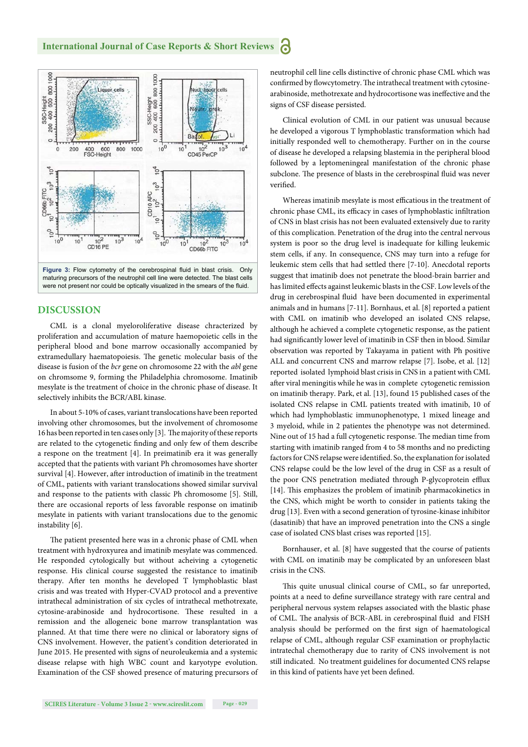**Figure 3:** Flow cytometry of the cerebrospinal fluid in blast crisis. Only maturing precursors of the neutrophil cell line were detected. The blast cells were not present nor could be optically visualized in the smears of the fluid.

## DISCUSSION

CML is a clonal myeloroliferative disease chracterized by proliferation and accumulation of mature haemopoietic cells in the peripheral blood and bone marrow occasionally accompanied by extramedullary haematopoiesis. The genetic molecular basis of the disease is fusion of the *bcr* gene on chromosome 22 with the *abl* gene on chromsome 9, forming the Philadelphia chromosome. Imatinib mesylate is the treatment of choice in the chronic phase of disease. It selectively inhibits the BCR/ABL kinase.

In about 5-10% of cases, variant translocations have been reported involving other chromosomes, but the involvement of chromosome 16 has been reported in ten cases only [3]. The majority of these reports are related to the cytogenetic finding and only few of them describe a respone on the treatment [4]. In preimatinib era it was generally accepted that the patients with variant Ph chromosomes have shorter survival [4]. However, after introduction of imatinib in the treatment of CML, patients with variant translocations showed similar survival and response to the patients with classic Ph chromosome [5]. Still, there are occasional reports of less favorable response on imatinib mesylate in patients with variant translocations due to the genomic instability [6].

The patient presented here was in a chronic phase of CML when treatment with hydroxyurea and imatinib mesylate was commenced. He responded cytologically but without acheiving a cytogenetic response. His clinical course suggested the resistance to imatinib therapy. After ten months he developed T lymphoblastic blast crisis and was treated with Hyper-CVAD protocol and a preventive intrathecal administration of six cycles of intrathecal methotrexate, cytosine-arabinoside and hydrocortisone. These resulted in a remission and the allogeneic bone marrow transplantation was planned. At that time there were no clinical or laboratory signs of CNS involvement. However, the patient's condition deteriorated in June 2015. He presented with signs of neuroleukemia and a systemic disease relapse with high WBC count and karyotype evolution. Examination of the CSF showed presence of maturing precursors of neutrophil cell line cells distinctive of chronic phase CML which was confirmed by flowcytometry. The intrathecal treatment with cytosine-arabinoside, methotrexate and hydrocortisone was ineffective and the signs of CSF disease persisted.

Clinical evolution of CML in our patient was unusual because he developed a vigorous T lymphoblastic transformation which had initially responded well to chemotherapy. Further on in the course of disease he developed a relapsing blastemia in the peripheral blood followed by a leptomeningeal manifestation of the chronic phase subclone. The presence of blasts in the cerebrospinal fluid was never verified.

Whereas imatinib mesylate is most efficatious in the treatment of chronic phase CML, its efficacy in cases of lymphoblastic infiltration of CNS in blast crisis has not been evaluated extensively due to rarity of this complication. Penetration of the drug into the central nervous system is poor so the drug level is inadequate for killing leukemic stem cells, if any. In consequence, CNS may turn into a refuge for leukemic stem cells that had settled there [7-10]. Anecdotal reports suggest that imatinib does not penetrate the blood-brain barrier and has limited effects against leukemic blasts in the CSF. Low levels of the drug in cerebrospinal fluid have been documented in experimental animals and in humans [7-11]. Bornhaus, et al. [8] reported a patient with CML on imatinib who developed an isolated CNS relapse, although he achieved a complete cytogenetic response, as the patient had significantly lower level of imatinib in CSF then in blood. Similar observation was reported by Takayama in patient with Ph positive ALL and concurrent CNS and marrow relapse [7]. Isobe, et al. [12] reported isolated lymphoid blast crisis in CNS in a patient with CML after viral meningitis while he was in complete cytogenetic remission on imatinib therapy. Park, et al. [13], found 15 published cases of the isolated CNS relapse in CML patients treated with imatinib, 10 of which had lymphoblastic immunophenotype, 1 mixed lineage and 3 myeloid, while in 2 patientes the phenotype was not determined. Nine out of 15 had a full cytogenetic response. The median time from starting with imatinib ranged from 4 to 58 months and no predicting factors for CNS relapse were identified. So, the explanation for isolated CNS relapse could be the low level of the drug in CSF as a result of the poor CNS penetration mediated through P-glycoprotein efflux [14]. This emphasizes the problem of imatinib pharmacokinetics in the CNS, which might be worth to consider in patients taking the drug [13]. Even with a second generation of tyrosine-kinase inhibitor (dasatinib) that have an improved penetration into the CNS a single case of isolated CNS blast crises was reported [15].

Bornhauser, et al. [8] have suggested that the course of patients with CML on imatinib may be complicated by an unforeseen blast crisis in the CNS.

This quite unusual clinical course of CML, so far unreported, points at a need to define surveillance strategy with rare central and peripheral nervous system relapses associated with the blastic phase of CML. The analysis of BCR-ABL in cerebrospinal fluid and FISH analysis should be performed on the first sign of haematological relapse of CML, although regular CSF examination or prophylactic intratechal chemotherapy due to rarity of CNS involvement is not still indicated. No treatment guidelines for documented CNS relapse in this kind of patients have yet been defined.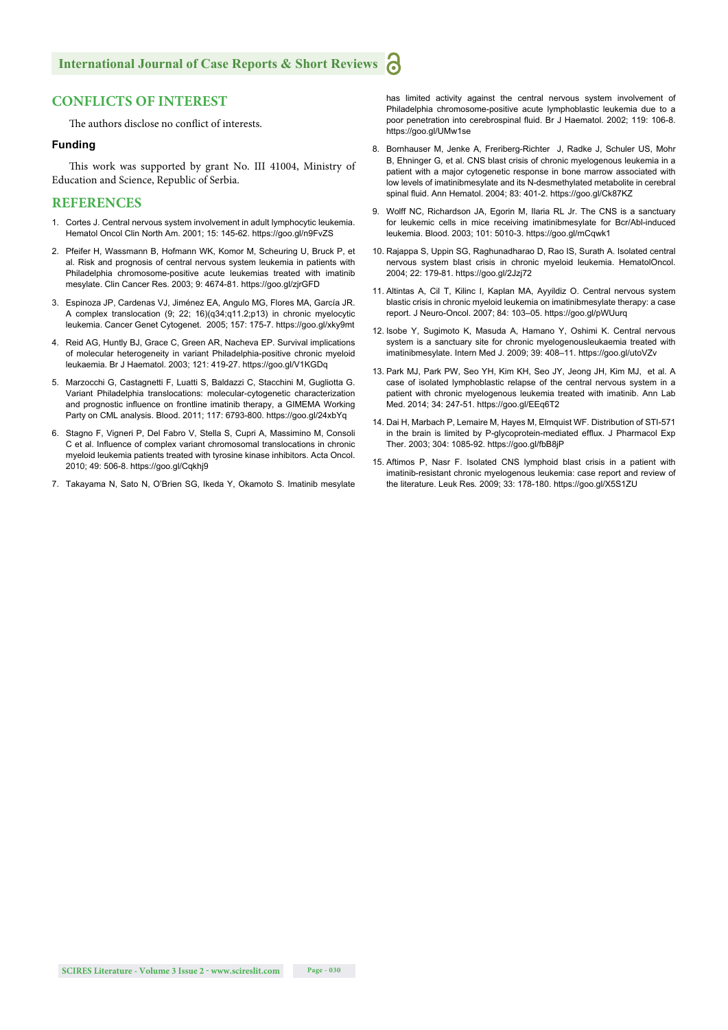## CONFLICTS OF INTEREST

The authors disclose no conflict of interests.

### Funding

This work was supported by grant No. III 41004, Ministry of Education and Science, Republic of Serbia.

## REFERENCES

1. Cortes J. Central nervous system involvement in adult lymphocytic leukemia. Hematol Oncol Clin North Am. 2001; 15: 145-62. https://goo.gl/n9FvZS
2. Pfeifer H, Wassmann B, Hofmann WK, Komor M, Scheuring U, Bruck P, et al. Risk and prognosis of central nervous system leukemia in patients with Philadelphia chromosome-positive acute leukemias treated with imatinib mesylate. Clin Cancer Res. 2003; 9: 4674-81. https://goo.gl/zjrGFD
3. Espinoza JP, Cardenas VJ, Jiménez EA, Angulo MG, Flores MA, García JR. A complex translocation (9; 22; 16)(q34;q11.2;p13) in chronic myelocytic leukemia. Cancer Genet Cytogenet. 2005; 157: 175-7. https://goo.gl/xky9mt
4. Reid AG, Huntly BJ, Grace C, Green AR, Nacheva EP. Survival implications of molecular heterogeneity in variant Philadelphia-positive chronic myeloid leukaemia. Br J Haematol. 2003; 121: 419-27. https://goo.gl/V1KGDq
5. Marzocchi G, Castagnetti F, Luatti S, Baldazzi C, Stacchini M, Gugliotta G. Variant Philadelphia translocations: molecular-cytogenetic characterization and prognostic influence on frontline imatinib therapy, a GIMEMA Working Party on CML analysis. Blood. 2011; 117: 6793-800. https://goo.gl/24xbYq
6. Stagno F, Vigneri P, Del Fabro V, Stella S, Cupri A, Massimino M, Consoli C et al. Influence of complex variant chromosomal translocations in chronic myeloid leukemia patients treated with tyrosine kinase inhibitors. Acta Oncol. 2010; 49: 506-8. https://goo.gl/Cqkhj9
7. Takayama N, Sato N, O'Brien SG, Ikeda Y, Okamoto S. Imatinib mesylate has limited activity against the central nervous system involvement of Philadelphia chromosome-positive acute lymphoblastic leukemia due to a poor penetration into cerebrospinal fluid. Br J Haematol. 2002; 119: 106-8. https://goo.gl/UMw1se
8. Bornhauser M, Jenke A, Freriberg-Richter J, Radke J, Schuler US, Mohr B, Ehninger G, et al. CNS blast crisis of chronic myelogenous leukemia in a patient with a major cytogenetic response in bone marrow associated with low levels of imatinibmesylate and its N-desmethylated metabolite in cerebral spinal fluid. Ann Hematol. 2004; 83: 401-2. https://goo.gl/Ck87KZ
9. Wolff NC, Richardson JA, Egorin M, Ilaria RL Jr. The CNS is a sanctuary for leukemic cells in mice receiving imatinibmesylate for Bcr/Abl-induced leukemia. Blood. 2003; 101: 5010-3. https://goo.gl/mCqwk1
10. Rajappa S, Uppin SG, Raghunadharao D, Rao IS, Surath A. Isolated central nervous system blast crisis in chronic myeloid leukemia. HematolOncol. 2004; 22: 179-81. https://goo.gl/2Jzj72
11. Altintas A, Cil T, Kilinc I, Kaplan MA, Ayyildiz O. Central nervous system blastic crisis in chronic myeloid leukemia on imatinibmesylate therapy: a case report. J Neuro-Oncol. 2007; 84: 103–05. https://goo.gl/pWUurq
12. Isobe Y, Sugimoto K, Masuda A, Hamano Y, Oshimi K. Central nervous system is a sanctuary site for chronic myelogenousleukaemia treated with imatinibmesylate. Intern Med J. 2009; 39: 408–11. https://goo.gl/utoVZv
13. Park MJ, Park PW, Seo YH, Kim KH, Seo JY, Jeong JH, Kim MJ, et al. A case of isolated lymphoblastic relapse of the central nervous system in a patient with chronic myelogenous leukemia treated with imatinib. Ann Lab Med. 2014; 34: 247-51. https://goo.gl/EEq6T2
14. Dai H, Marbach P, Lemaire M, Hayes M, Elmquist WF. Distribution of STI-571 in the brain is limited by P-glycoprotein-mediated efflux. J Pharmacol Exp Ther. 2003; 304: 1085-92. https://goo.gl/fbB8jP
15. Aftimos P, Nasr F. Isolated CNS lymphoid blast crisis in a patient with imatinib-resistant chronic myelogenous leukemia: case report and review of the literature. Leuk Res. 2009; 33: 178-180. https://goo.gl/X5S1ZU